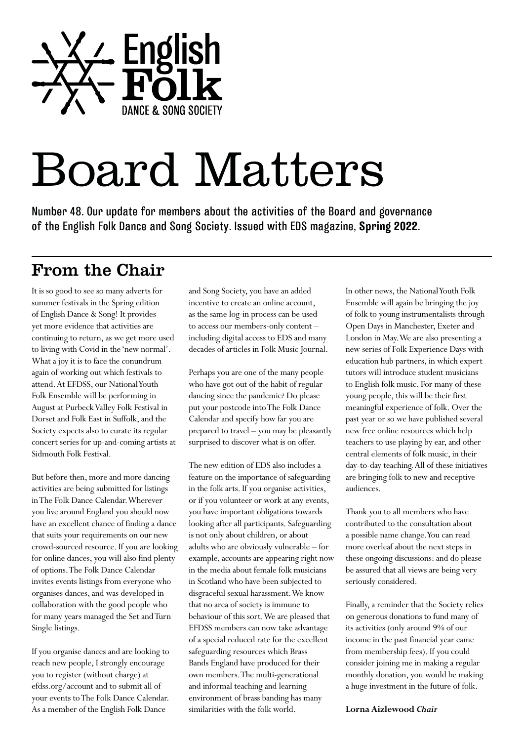English Folk
DANCE & SONG SOCIETY

# Board Matters

Number 48. Our update for members about the activities of the Board and governance of the English Folk Dance and Song Society. Issued with EDS magazine, **Spring 2022**.

## From the Chair

It is so good to see so many adverts for summer festivals in the Spring edition of English Dance & Song! It provides yet more evidence that activities are continuing to return, as we get more used to living with Covid in the 'new normal'. What a joy it is to face the conundrum again of working out which festivals to attend. At EFDSS, our National Youth Folk Ensemble will be performing in August at Purbeck Valley Folk Festival in Dorset and Folk East in Suffolk, and the Society expects also to curate its regular concert series for up-and-coming artists at Sidmouth Folk Festival.

But before then, more and more dancing activities are being submitted for listings in The Folk Dance Calendar. Wherever you live around England you should now have an excellent chance of finding a dance that suits your requirements on our new crowd-sourced resource. If you are looking for online dances, you will also find plenty of options. The Folk Dance Calendar invites events listings from everyone who organises dances, and was developed in collaboration with the good people who for many years managed the Set and Turn Single listings.

If you organise dances and are looking to reach new people, I strongly encourage you to register (without charge) at efdss.org/account and to submit all of your events to The Folk Dance Calendar. As a member of the English Folk Dance and Song Society, you have an added incentive to create an online account, as the same log-in process can be used to access our members-only content – including digital access to EDS and many decades of articles in Folk Music Journal.

Perhaps you are one of the many people who have got out of the habit of regular dancing since the pandemic? Do please put your postcode into The Folk Dance Calendar and specify how far you are prepared to travel – you may be pleasantly surprised to discover what is on offer.

The new edition of EDS also includes a feature on the importance of safeguarding in the folk arts. If you organise activities, or if you volunteer or work at any events, you have important obligations towards looking after all participants. Safeguarding is not only about children, or about adults who are obviously vulnerable – for example, accounts are appearing right now in the media about female folk musicians in Scotland who have been subjected to disgraceful sexual harassment. We know that no area of society is immune to behaviour of this sort. We are pleased that EFDSS members can now take advantage of a special reduced rate for the excellent safeguarding resources which Brass Bands England have produced for their own members. The multi-generational and informal teaching and learning environment of brass banding has many similarities with the folk world.

In other news, the National Youth Folk Ensemble will again be bringing the joy of folk to young instrumentalists through Open Days in Manchester, Exeter and London in May. We are also presenting a new series of Folk Experience Days with education hub partners, in which expert tutors will introduce student musicians to English folk music. For many of these young people, this will be their first meaningful experience of folk. Over the past year or so we have published several new free online resources which help teachers to use playing by ear, and other central elements of folk music, in their day-to-day teaching. All of these initiatives are bringing folk to new and receptive audiences.

Thank you to all members who have contributed to the consultation about a possible name change. You can read more overleaf about the next steps in these ongoing discussions: and do please be assured that all views are being very seriously considered.

Finally, a reminder that the Society relies on generous donations to fund many of its activities (only around 9% of our income in the past financial year came from membership fees). If you could consider joining me in making a regular monthly donation, you would be making a huge investment in the future of folk.

**Lorna Aizlewood** ***Chair***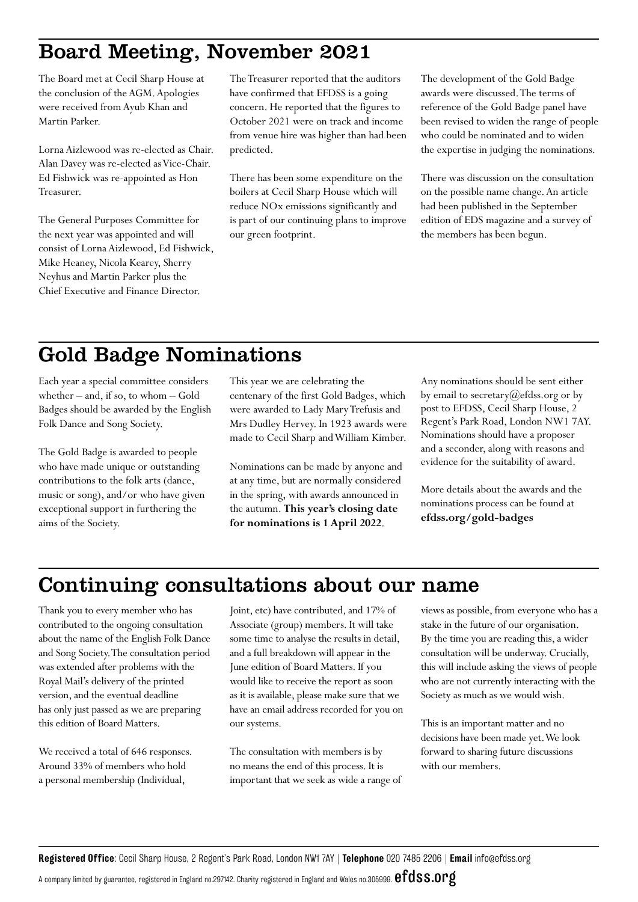## Board Meeting, November 2021

The Board met at Cecil Sharp House at the conclusion of the AGM. Apologies were received from Ayub Khan and Martin Parker.

Lorna Aizlewood was re-elected as Chair. Alan Davey was re-elected as Vice-Chair. Ed Fishwick was re-appointed as Hon Treasurer.

The General Purposes Committee for the next year was appointed and will consist of Lorna Aizlewood, Ed Fishwick, Mike Heaney, Nicola Kearey, Sherry Neyhus and Martin Parker plus the Chief Executive and Finance Director.

The Treasurer reported that the auditors have confirmed that EFDSS is a going concern. He reported that the figures to October 2021 were on track and income from venue hire was higher than had been predicted.

There has been some expenditure on the boilers at Cecil Sharp House which will reduce NOx emissions significantly and is part of our continuing plans to improve our green footprint.

The development of the Gold Badge awards were discussed. The terms of reference of the Gold Badge panel have been revised to widen the range of people who could be nominated and to widen the expertise in judging the nominations.

There was discussion on the consultation on the possible name change. An article had been published in the September edition of EDS magazine and a survey of the members has been begun.

## Gold Badge Nominations

Each year a special committee considers whether – and, if so, to whom – Gold Badges should be awarded by the English Folk Dance and Song Society.

The Gold Badge is awarded to people who have made unique or outstanding contributions to the folk arts (dance, music or song), and/or who have given exceptional support in furthering the aims of the Society.

This year we are celebrating the centenary of the first Gold Badges, which were awarded to Lady Mary Trefusis and Mrs Dudley Hervey. In 1923 awards were made to Cecil Sharp and William Kimber.

Nominations can be made by anyone and at any time, but are normally considered in the spring, with awards announced in the autumn. **This year's closing date for nominations is 1 April 2022**.

Any nominations should be sent either by email to secretary@efdss.org or by post to EFDSS, Cecil Sharp House, 2 Regent's Park Road, London NW1 7AY. Nominations should have a proposer and a seconder, along with reasons and evidence for the suitability of award.

More details about the awards and the nominations process can be found at **efdss.org/gold-badges**

## Continuing consultations about our name

Thank you to every member who has contributed to the ongoing consultation about the name of the English Folk Dance and Song Society. The consultation period was extended after problems with the Royal Mail's delivery of the printed version, and the eventual deadline has only just passed as we are preparing this edition of Board Matters.

We received a total of 646 responses. Around 33% of members who hold a personal membership (Individual, Joint, etc) have contributed, and 17% of Associate (group) members. It will take some time to analyse the results in detail, and a full breakdown will appear in the June edition of Board Matters. If you would like to receive the report as soon as it is available, please make sure that we have an email address recorded for you on our systems.

The consultation with members is by no means the end of this process. It is important that we seek as wide a range of views as possible, from everyone who has a stake in the future of our organisation. By the time you are reading this, a wider consultation will be underway. Crucially, this will include asking the views of people who are not currently interacting with the Society as much as we would wish.

This is an important matter and no decisions have been made yet. We look forward to sharing future discussions with our members.

**Registered Office**: Cecil Sharp House, 2 Regent's Park Road, London NW1 7AY | **Telephone** 020 7485 2206 | **Email** info@efdss.org

A company limited by guarantee, registered in England no.297142. Charity registered in England and Wales no.305999. efdss.org